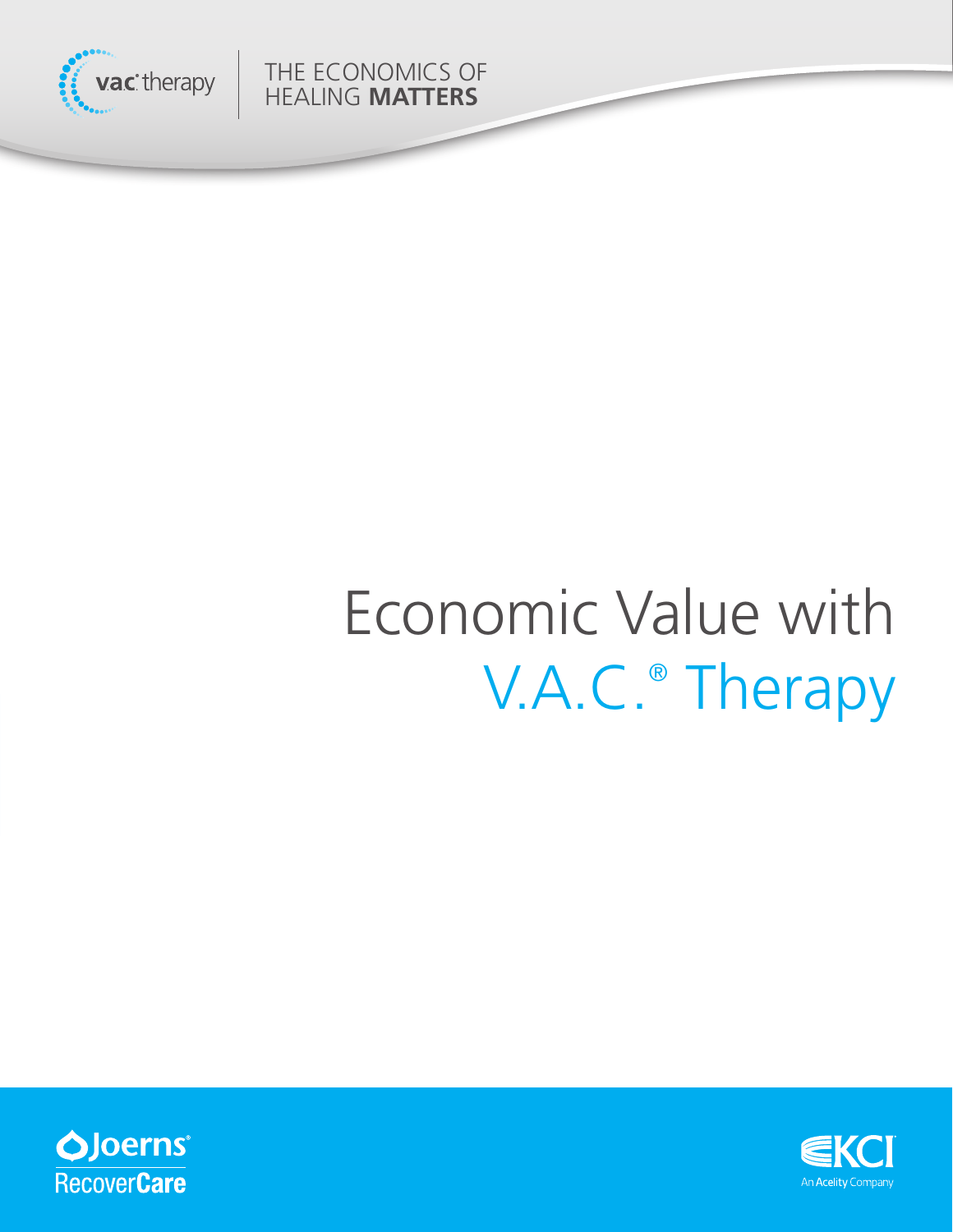v.a.c.® therapy

THE ECONOMICS OF HEALING **MATTERS**

# Economic Value with V.A.C.® Therapy

Joerns® RecoverCare

KCI An Acelity Company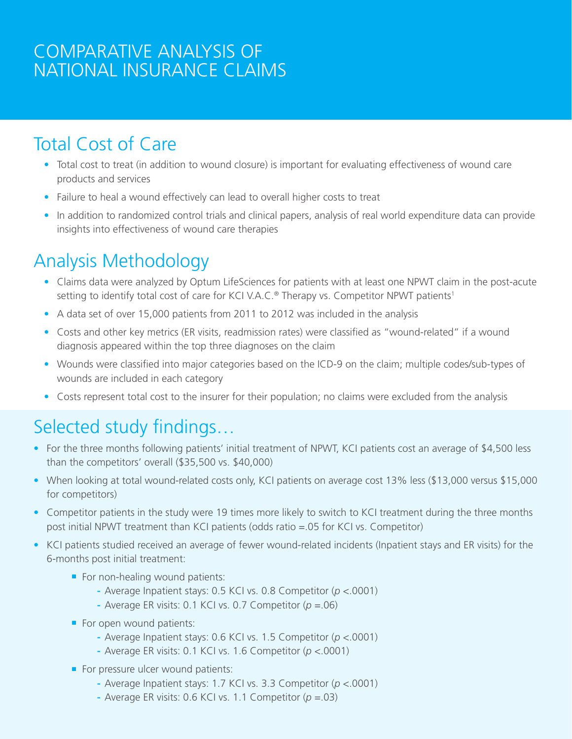# COMPARATIVE ANALYSIS OF NATIONAL INSURANCE CLAIMS

## Total Cost of Care

- Total cost to treat (in addition to wound closure) is important for evaluating effectiveness of wound care products and services
- Failure to heal a wound effectively can lead to overall higher costs to treat
- In addition to randomized control trials and clinical papers, analysis of real world expenditure data can provide insights into effectiveness of wound care therapies

## Analysis Methodology

- Claims data were analyzed by Optum LifeSciences for patients with at least one NPWT claim in the post-acute setting to identify total cost of care for KCI V.A.C.® Therapy vs. Competitor NPWT patients[1]
- A data set of over 15,000 patients from 2011 to 2012 was included in the analysis
- Costs and other key metrics (ER visits, readmission rates) were classified as "wound-related" if a wound diagnosis appeared within the top three diagnoses on the claim
- Wounds were classified into major categories based on the ICD-9 on the claim; multiple codes/sub-types of wounds are included in each category
- Costs represent total cost to the insurer for their population; no claims were excluded from the analysis

## Selected study findings…

- For the three months following patients' initial treatment of NPWT, KCI patients cost an average of $4,500 less than the competitors' overall ($35,500 vs. $40,000)
- When looking at total wound-related costs only, KCI patients on average cost 13% less ($13,000 versus $15,000 for competitors)
- Competitor patients in the study were 19 times more likely to switch to KCI treatment during the three months post initial NPWT treatment than KCI patients (odds ratio =.05 for KCI vs. Competitor)
- KCI patients studied received an average of fewer wound-related incidents (Inpatient stays and ER visits) for the 6-months post initial treatment:
  - For non-healing wound patients:
    - Average Inpatient stays: 0.5 KCI vs. 0.8 Competitor ($p$ <.0001)
    - Average ER visits: 0.1 KCI vs. 0.7 Competitor ($p$ =.06)
  - For open wound patients:
    - Average Inpatient stays: 0.6 KCI vs. 1.5 Competitor ($p$ <.0001)
    - Average ER visits: 0.1 KCI vs. 1.6 Competitor ($p$ <.0001)
  - For pressure ulcer wound patients:
    - Average Inpatient stays: 1.7 KCI vs. 3.3 Competitor ($p$ <.0001)
    - Average ER visits: 0.6 KCI vs. 1.1 Competitor ($p$ =.03)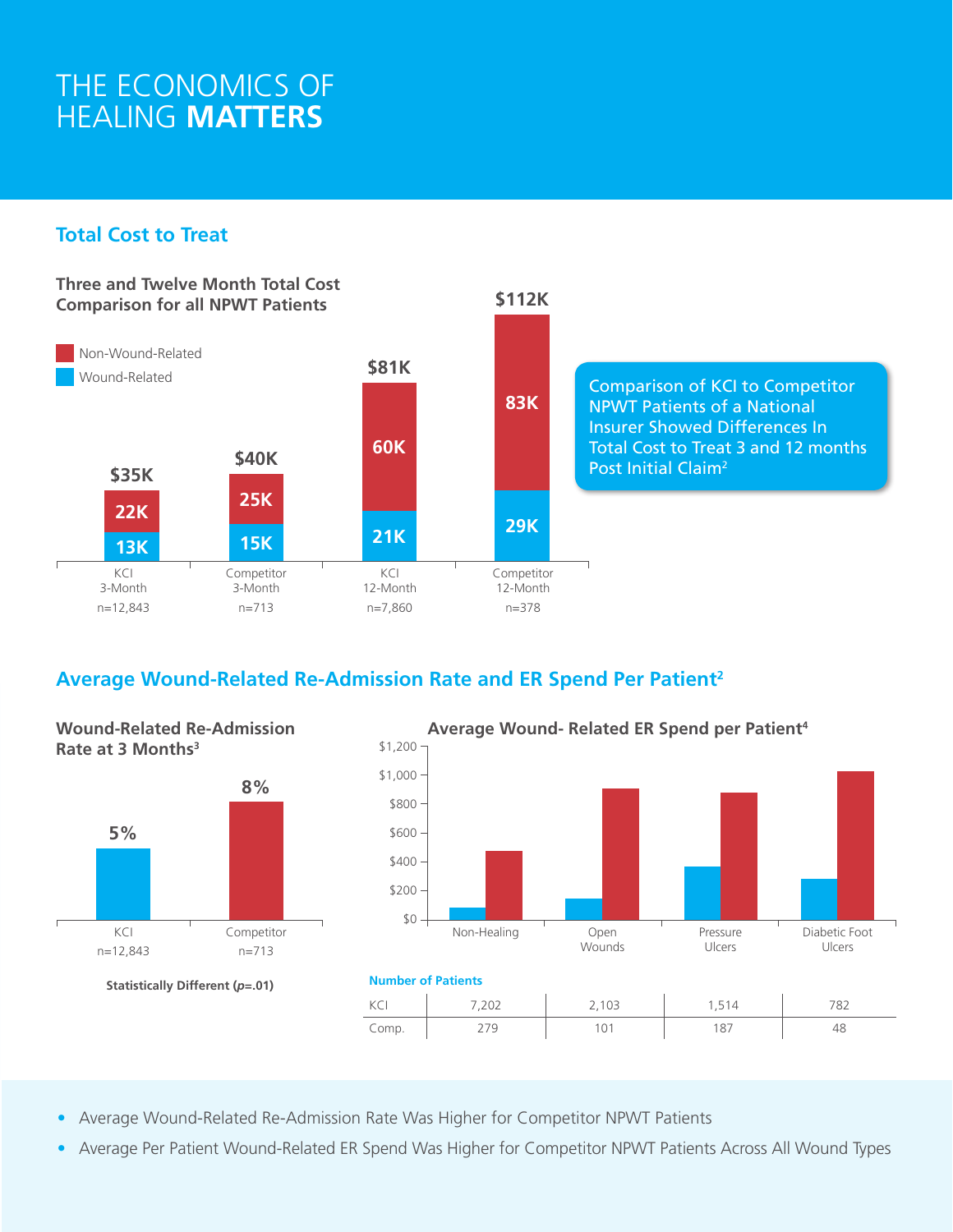# THE ECONOMICS OF HEALING **MATTERS**

## Total Cost to Treat

**Three and Twelve Month Total Cost Comparison for all NPWT Patients**

| | KCI 3-Month (n=12,843) | Competitor 3-Month (n=713) | KCI 12-Month (n=7,860) | Competitor 12-Month (n=378) |
|---|---|---|---|---|
| Non-Wound-Related | 22K | 25K | 60K | 83K |
| Wound-Related | 13K | 15K | 21K | 29K |
| Total | $35K | $40K | $81K | $112K |

Comparison of KCI to Competitor NPWT Patients of a National Insurer Showed Differences In Total Cost to Treat 3 and 12 months Post Initial Claim[2]

## Average Wound-Related Re-Admission Rate and ER Spend Per Patient[2]

**Wound-Related Re-Admission Rate at 3 Months[3]**

| | KCI (n=12,843) | Competitor (n=713) |
|---|---|---|
| Re-Admission Rate | 5% | 8% |

**Statistically Different (*p*=.01)**

**Average Wound- Related ER Spend per Patient[4]**

**Number of Patients**

| | Non-Healing | Open Wounds | Pressure Ulcers | Diabetic Foot Ulcers |
|---|---|---|---|---|
| KCI | 7,202 | 2,103 | 1,514 | 782 |
| Comp. | 279 | 101 | 187 | 48 |

- Average Wound-Related Re-Admission Rate Was Higher for Competitor NPWT Patients
- Average Per Patient Wound-Related ER Spend Was Higher for Competitor NPWT Patients Across All Wound Types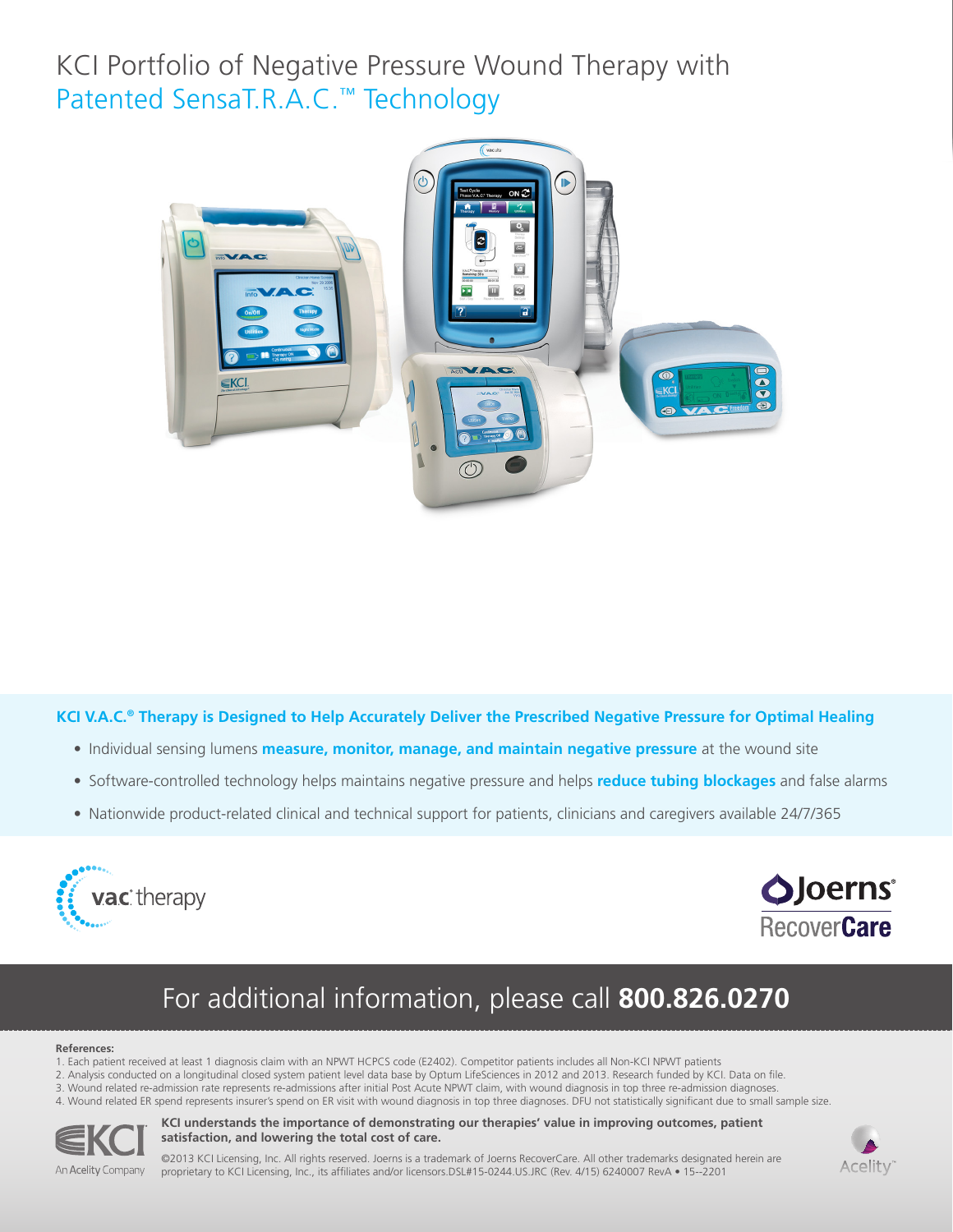# KCI Portfolio of Negative Pressure Wound Therapy with Patented SensaT.R.A.C.™ Technology

## KCI V.A.C.® Therapy is Designed to Help Accurately Deliver the Prescribed Negative Pressure for Optimal Healing

- Individual sensing lumens **measure, monitor, manage, and maintain negative pressure** at the wound site
- Software-controlled technology helps maintains negative pressure and helps **reduce tubing blockages** and false alarms
- Nationwide product-related clinical and technical support for patients, clinicians and caregivers available 24/7/365

vac® therapy

Joerns® RecoverCare

For additional information, please call **800.826.0270**

**References:**

1. Each patient received at least 1 diagnosis claim with an NPWT HCPCS code (E2402). Competitor patients includes all Non-KCI NPWT patients
2. Analysis conducted on a longitudinal closed system patient level data base by Optum LifeSciences in 2012 and 2013. Research funded by KCI. Data on file.
3. Wound related re-admission rate represents re-admissions after initial Post Acute NPWT claim, with wound diagnosis in top three re-admission diagnoses.
4. Wound related ER spend represents insurer's spend on ER visit with wound diagnosis in top three diagnoses. DFU not statistically significant due to small sample size.

KCI An Acelity Company

**KCI understands the importance of demonstrating our therapies' value in improving outcomes, patient satisfaction, and lowering the total cost of care.**

©2013 KCI Licensing, Inc. All rights reserved. Joerns is a trademark of Joerns RecoverCare. All other trademarks designated herein are proprietary to KCI Licensing, Inc., its affiliates and/or licensors.DSL#15-0244.US.JRC (Rev. 4/15) 6240007 RevA • 15--2201

Acelity™